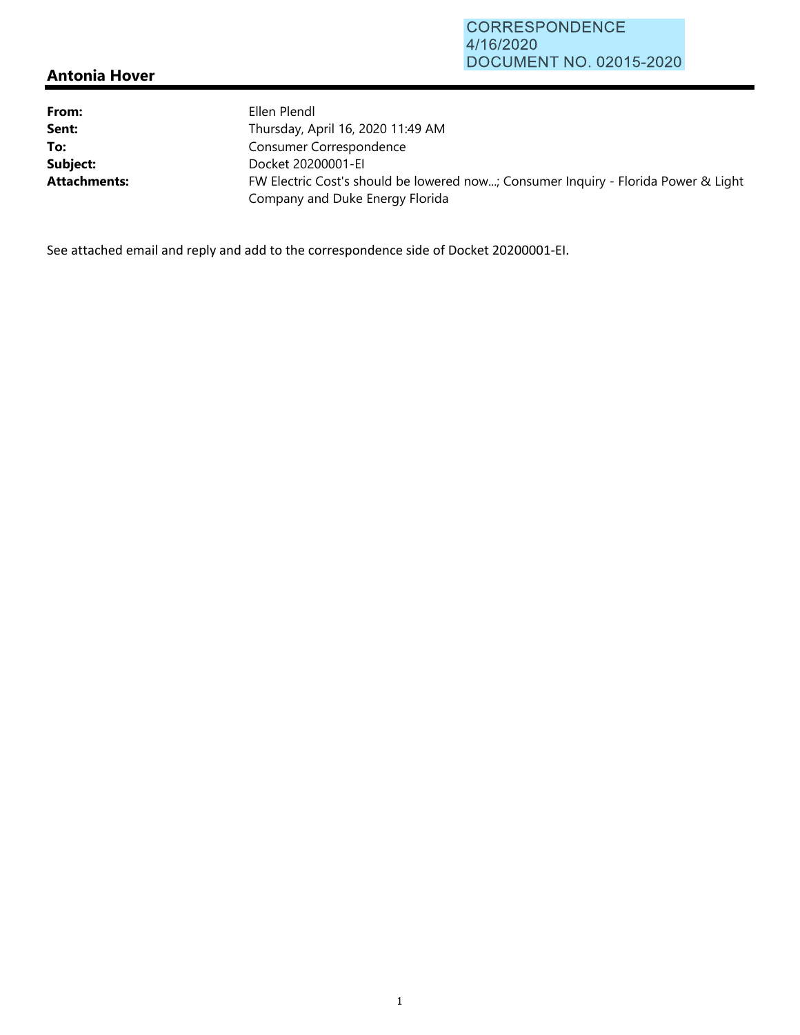CORRESPONDENCE
4/16/2020
DOCUMENT NO. 02015-2020

## Antonia Hover

**From:** Ellen Plendl
**Sent:** Thursday, April 16, 2020 11:49 AM
**To:** Consumer Correspondence
**Subject:** Docket 20200001-EI
**Attachments:** FW Electric Cost's should be lowered now...; Consumer Inquiry - Florida Power & Light Company and Duke Energy Florida

See attached email and reply and add to the correspondence side of Docket 20200001-EI.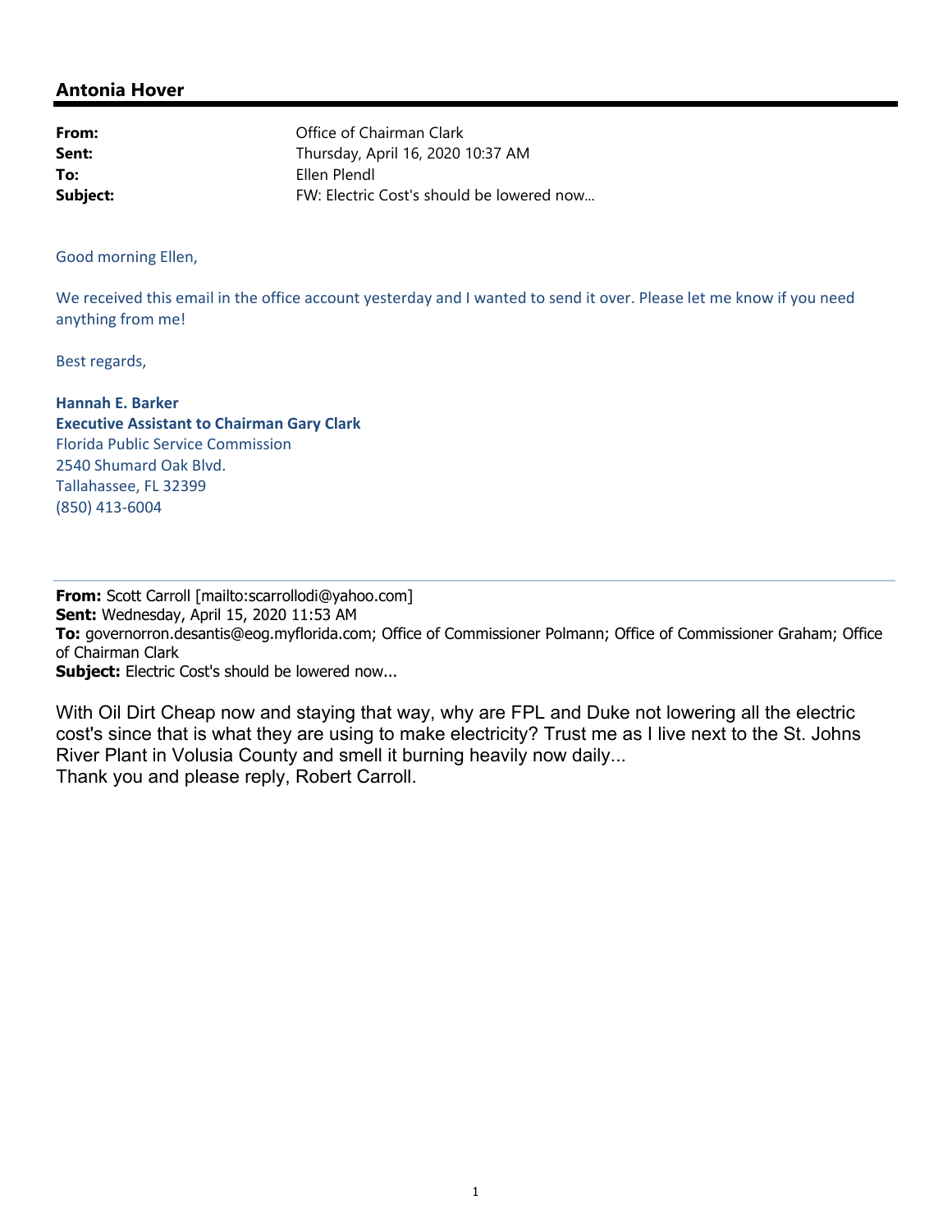## Antonia Hover

**From:** Office of Chairman Clark
**Sent:** Thursday, April 16, 2020 10:37 AM
**To:** Ellen Plendl
**Subject:** FW: Electric Cost's should be lowered now...

Good morning Ellen,

We received this email in the office account yesterday and I wanted to send it over. Please let me know if you need anything from me!

Best regards,

**Hannah E. Barker**
**Executive Assistant to Chairman Gary Clark**
Florida Public Service Commission
2540 Shumard Oak Blvd.
Tallahassee, FL 32399
(850) 413-6004

---

**From:** Scott Carroll [mailto:scarrollodi@yahoo.com]
**Sent:** Wednesday, April 15, 2020 11:53 AM
**To:** governorron.desantis@eog.myflorida.com; Office of Commissioner Polmann; Office of Commissioner Graham; Office of Chairman Clark
**Subject:** Electric Cost's should be lowered now...

With Oil Dirt Cheap now and staying that way, why are FPL and Duke not lowering all the electric cost's since that is what they are using to make electricity? Trust me as I live next to the St. Johns River Plant in Volusia County and smell it burning heavily now daily...
Thank you and please reply, Robert Carroll.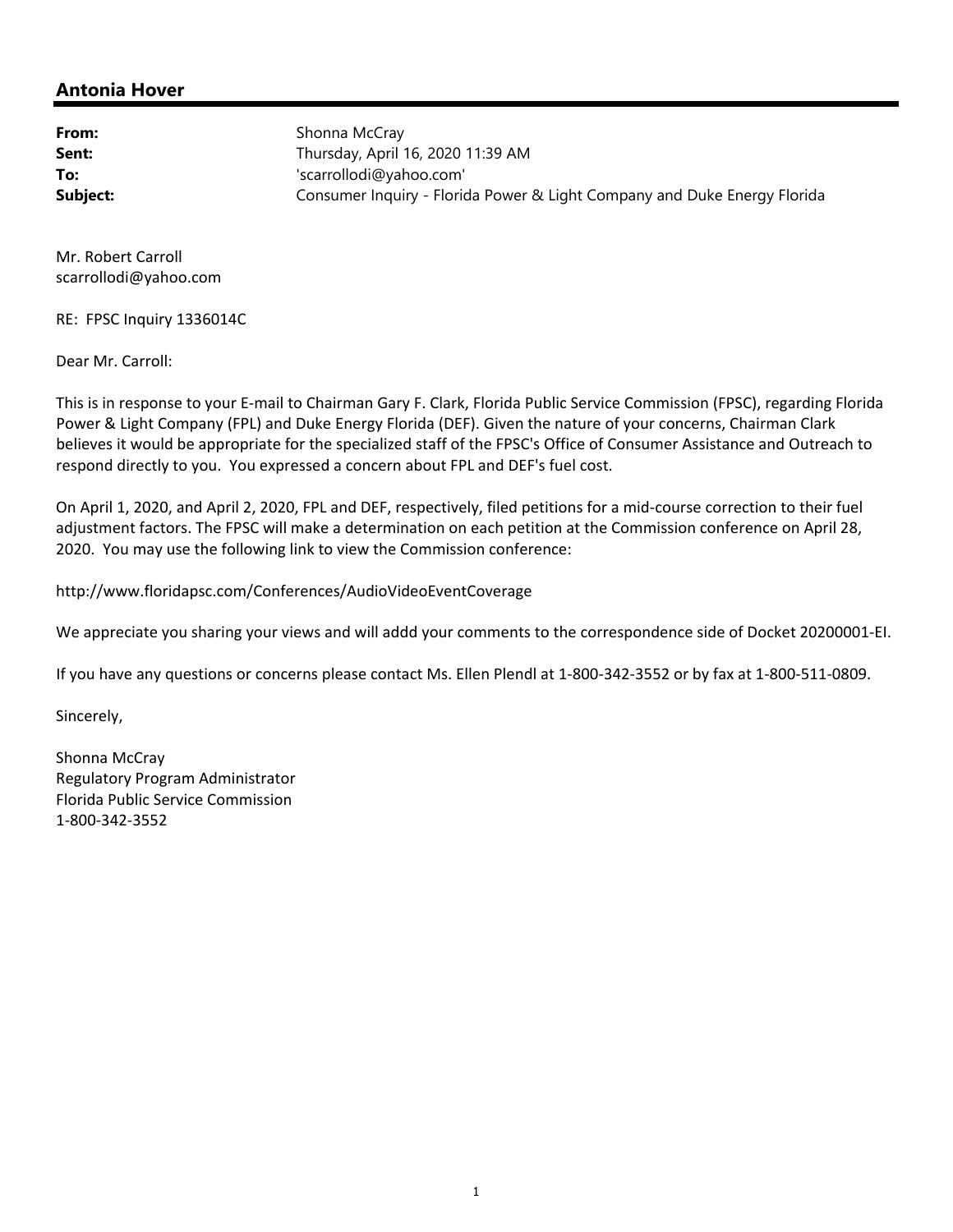## Antonia Hover

| | |
|---|---|
| **From:** | Shonna McCray |
| **Sent:** | Thursday, April 16, 2020 11:39 AM |
| **To:** | 'scarrollodi@yahoo.com' |
| **Subject:** | Consumer Inquiry - Florida Power & Light Company and Duke Energy Florida |

Mr. Robert Carroll
scarrollodi@yahoo.com

RE: FPSC Inquiry 1336014C

Dear Mr. Carroll:

This is in response to your E-mail to Chairman Gary F. Clark, Florida Public Service Commission (FPSC), regarding Florida Power & Light Company (FPL) and Duke Energy Florida (DEF). Given the nature of your concerns, Chairman Clark believes it would be appropriate for the specialized staff of the FPSC's Office of Consumer Assistance and Outreach to respond directly to you. You expressed a concern about FPL and DEF's fuel cost.

On April 1, 2020, and April 2, 2020, FPL and DEF, respectively, filed petitions for a mid-course correction to their fuel adjustment factors. The FPSC will make a determination on each petition at the Commission conference on April 28, 2020. You may use the following link to view the Commission conference:

http://www.floridapsc.com/Conferences/AudioVideoEventCoverage

We appreciate you sharing your views and will addd your comments to the correspondence side of Docket 20200001-EI.

If you have any questions or concerns please contact Ms. Ellen Plendl at 1-800-342-3552 or by fax at 1-800-511-0809.

Sincerely,

Shonna McCray
Regulatory Program Administrator
Florida Public Service Commission
1-800-342-3552